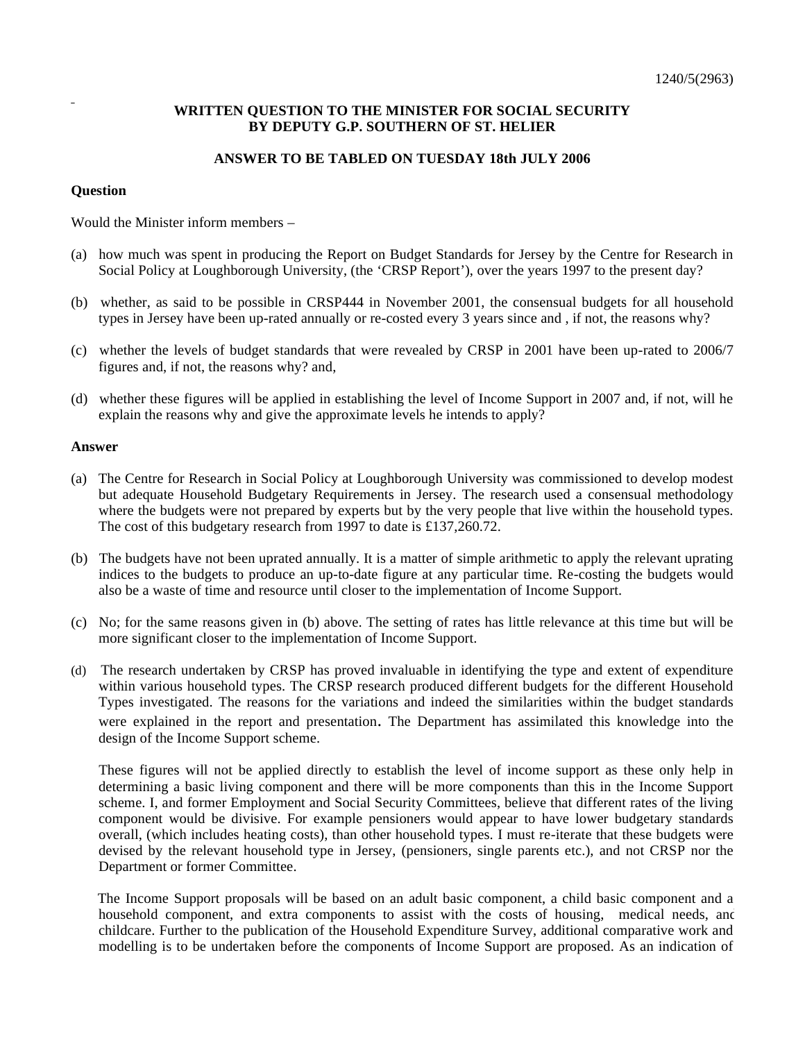1240/5(2963)

**WRITTEN QUESTION TO THE MINISTER FOR SOCIAL SECURITY BY DEPUTY G.P. SOUTHERN OF ST. HELIER**

**ANSWER TO BE TABLED ON TUESDAY 18th JULY 2006**

**Question**

Would the Minister inform members –

(a) how much was spent in producing the Report on Budget Standards for Jersey by the Centre for Research in Social Policy at Loughborough University, (the 'CRSP Report'), over the years 1997 to the present day?

(b) whether, as said to be possible in CRSP444 in November 2001, the consensual budgets for all household types in Jersey have been up-rated annually or re-costed every 3 years since and , if not, the reasons why?

(c) whether the levels of budget standards that were revealed by CRSP in 2001 have been up-rated to 2006/7 figures and, if not, the reasons why? and,

(d) whether these figures will be applied in establishing the level of Income Support in 2007 and, if not, will he explain the reasons why and give the approximate levels he intends to apply?

**Answer**

(a) The Centre for Research in Social Policy at Loughborough University was commissioned to develop modest but adequate Household Budgetary Requirements in Jersey. The research used a consensual methodology where the budgets were not prepared by experts but by the very people that live within the household types. The cost of this budgetary research from 1997 to date is £137,260.72.

(b) The budgets have not been uprated annually. It is a matter of simple arithmetic to apply the relevant uprating indices to the budgets to produce an up-to-date figure at any particular time. Re-costing the budgets would also be a waste of time and resource until closer to the implementation of Income Support.

(c) No; for the same reasons given in (b) above. The setting of rates has little relevance at this time but will be more significant closer to the implementation of Income Support.

(d) The research undertaken by CRSP has proved invaluable in identifying the type and extent of expenditure within various household types. The CRSP research produced different budgets for the different Household Types investigated. The reasons for the variations and indeed the similarities within the budget standards were explained in the report and presentation. The Department has assimilated this knowledge into the design of the Income Support scheme.

These figures will not be applied directly to establish the level of income support as these only help in determining a basic living component and there will be more components than this in the Income Support scheme. I, and former Employment and Social Security Committees, believe that different rates of the living component would be divisive. For example pensioners would appear to have lower budgetary standards overall, (which includes heating costs), than other household types. I must re-iterate that these budgets were devised by the relevant household type in Jersey, (pensioners, single parents etc.), and not CRSP nor the Department or former Committee.

The Income Support proposals will be based on an adult basic component, a child basic component and a household component, and extra components to assist with the costs of housing, medical needs, and childcare. Further to the publication of the Household Expenditure Survey, additional comparative work and modelling is to be undertaken before the components of Income Support are proposed. As an indication of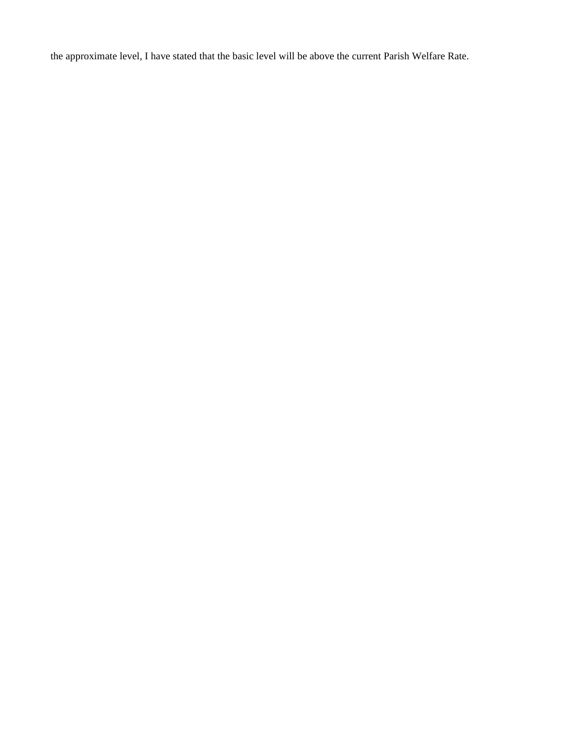the approximate level, I have stated that the basic level will be above the current Parish Welfare Rate.